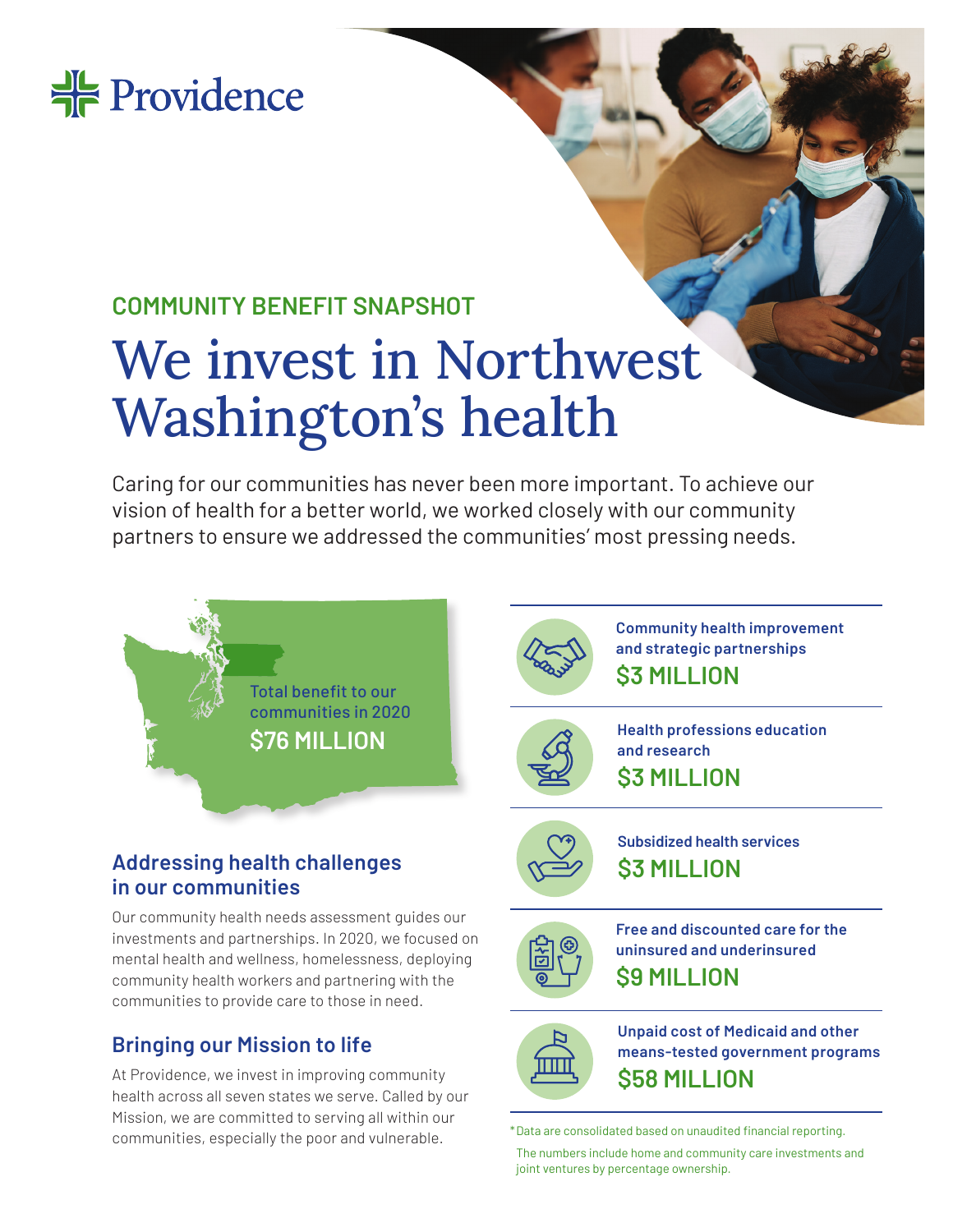Providence

COMMUNITY BENEFIT SNAPSHOT

# We invest in Northwest Washington's health

Caring for our communities has never been more important. To achieve our vision of health for a better world, we worked closely with our community partners to ensure we addressed the communities' most pressing needs.

Total benefit to our communities in 2020

**$76 MILLION**

## Addressing health challenges in our communities

Our community health needs assessment guides our investments and partnerships. In 2020, we focused on mental health and wellness, homelessness, deploying community health workers and partnering with the communities to provide care to those in need.

## Bringing our Mission to life

At Providence, we invest in improving community health across all seven states we serve. Called by our Mission, we are committed to serving all within our communities, especially the poor and vulnerable.

**Community health improvement and strategic partnerships**
**$3 MILLION**

**Health professions education and research**
**$3 MILLION**

**Subsidized health services**
**$3 MILLION**

**Free and discounted care for the uninsured and underinsured**
**$9 MILLION**

**Unpaid cost of Medicaid and other means-tested government programs**
**$58 MILLION**

*Data are consolidated based on unaudited financial reporting.

The numbers include home and community care investments and joint ventures by percentage ownership.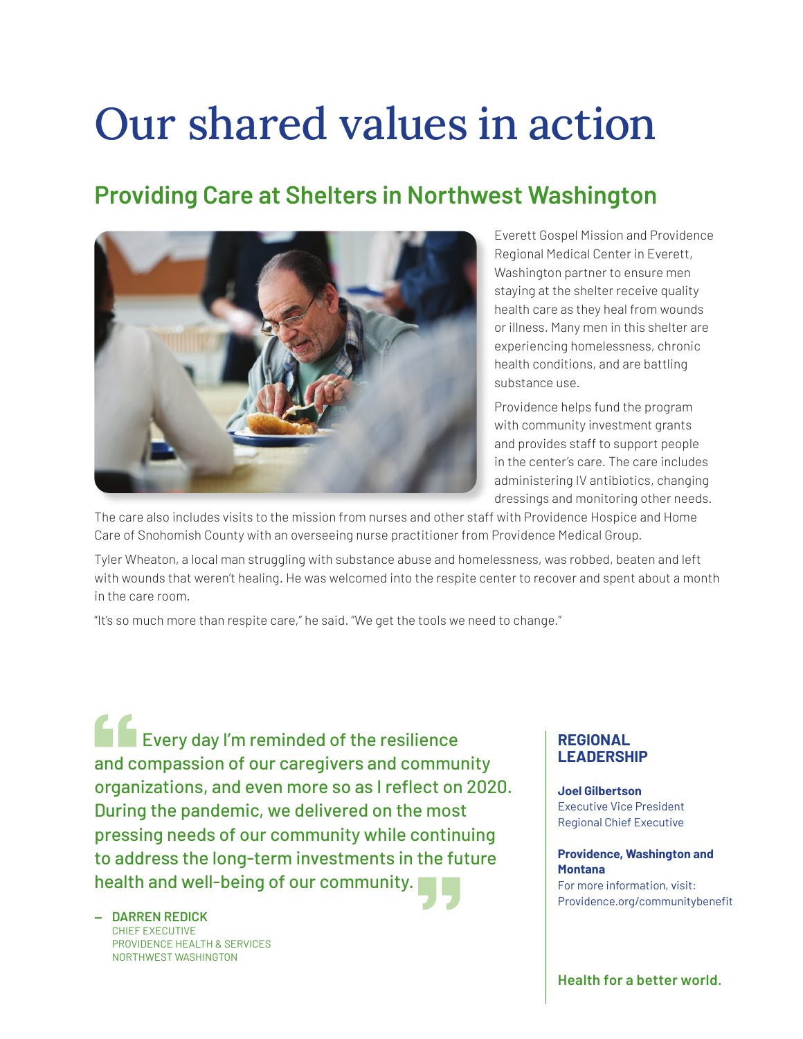# Our shared values in action

## Providing Care at Shelters in Northwest Washington

Everett Gospel Mission and Providence Regional Medical Center in Everett, Washington partner to ensure men staying at the shelter receive quality health care as they heal from wounds or illness. Many men in this shelter are experiencing homelessness, chronic health conditions, and are battling substance use.

Providence helps fund the program with community investment grants and provides staff to support people in the center's care. The care includes administering IV antibiotics, changing dressings and monitoring other needs. The care also includes visits to the mission from nurses and other staff with Providence Hospice and Home Care of Snohomish County with an overseeing nurse practitioner from Providence Medical Group.

Tyler Wheaton, a local man struggling with substance abuse and homelessness, was robbed, beaten and left with wounds that weren't healing. He was welcomed into the respite center to recover and spent about a month in the care room.

"It's so much more than respite care," he said. "We get the tools we need to change."

> "Every day I'm reminded of the resilience and compassion of our caregivers and community organizations, and even more so as I reflect on 2020. During the pandemic, we delivered on the most pressing needs of our community while continuing to address the long-term investments in the future health and well-being of our community."
>
> – **DARREN REDICK**
> CHIEF EXECUTIVE
> PROVIDENCE HEALTH & SERVICES
> NORTHWEST WASHINGTON

### REGIONAL LEADERSHIP

**Joel Gilbertson**
Executive Vice President
Regional Chief Executive

**Providence, Washington and Montana**
For more information, visit:
Providence.org/communitybenefit

**Health for a better world.**